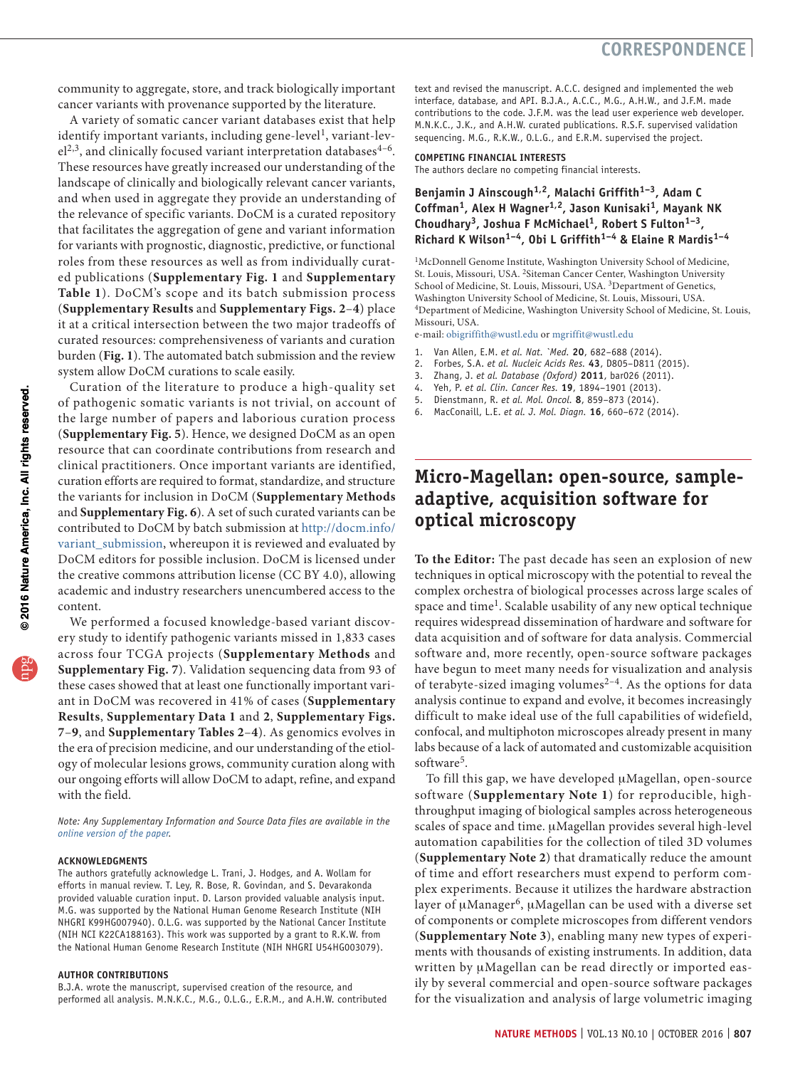community to aggregate, store, and track biologically important cancer variants with provenance supported by the literature.

A variety of somatic cancer variant databases exist that help identify important variants, including gene-level[1], variant-level[2,3], and clinically focused variant interpretation databases[4–6]. These resources have greatly increased our understanding of the landscape of clinically and biologically relevant cancer variants, and when used in aggregate they provide an understanding of the relevance of specific variants. DoCM is a curated repository that facilitates the aggregation of gene and variant information for variants with prognostic, diagnostic, predictive, or functional roles from these resources as well as from individually curated publications (**Supplementary Fig. 1** and **Supplementary Table 1**). DoCM's scope and its batch submission process (**Supplementary Results** and **Supplementary Figs. 2–4**) place it at a critical intersection between the two major tradeoffs of curated resources: comprehensiveness of variants and curation burden (**Fig. 1**). The automated batch submission and the review system allow DoCM curations to scale easily.

Curation of the literature to produce a high-quality set of pathogenic somatic variants is not trivial, on account of the large number of papers and laborious curation process (**Supplementary Fig. 5**). Hence, we designed DoCM as an open resource that can coordinate contributions from research and clinical practitioners. Once important variants are identified, curation efforts are required to format, standardize, and structure the variants for inclusion in DoCM (**Supplementary Methods** and **Supplementary Fig. 6**). A set of such curated variants can be contributed to DoCM by batch submission at http://docm.info/variant_submission, whereupon it is reviewed and evaluated by DoCM editors for possible inclusion. DoCM is licensed under the creative commons attribution license (CC BY 4.0), allowing academic and industry researchers unencumbered access to the content.

We performed a focused knowledge-based variant discovery study to identify pathogenic variants missed in 1,833 cases across four TCGA projects (**Supplementary Methods** and **Supplementary Fig. 7**). Validation sequencing data from 93 of these cases showed that at least one functionally important variant in DoCM was recovered in 41% of cases (**Supplementary Results**, **Supplementary Data 1** and **2**, **Supplementary Figs. 7–9**, and **Supplementary Tables 2–4**). As genomics evolves in the era of precision medicine, and our understanding of the etiology of molecular lesions grows, community curation along with our ongoing efforts will allow DoCM to adapt, refine, and expand with the field.

*Note: Any Supplementary Information and Source Data files are available in the online version of the paper.*

#### ACKNOWLEDGMENTS

The authors gratefully acknowledge L. Trani, J. Hodges, and A. Wollam for efforts in manual review. T. Ley, R. Bose, R. Govindan, and S. Devarakonda provided valuable curation input. D. Larson provided valuable analysis input. M.G. was supported by the National Human Genome Research Institute (NIH NHGRI K99HG007940). O.L.G. was supported by the National Cancer Institute (NIH NCI K22CA188163). This work was supported by a grant to R.K.W. from the National Human Genome Research Institute (NIH NHGRI U54HG003079).

#### AUTHOR CONTRIBUTIONS

B.J.A. wrote the manuscript, supervised creation of the resource, and performed all analysis. M.N.K.C., M.G., O.L.G., E.R.M., and A.H.W. contributed text and revised the manuscript. A.C.C. designed and implemented the web interface, database, and API. B.J.A., A.C.C., M.G., A.H.W., and J.F.M. made contributions to the code. J.F.M. was the lead user experience web developer. M.N.K.C., J.K., and A.H.W. curated publications. R.S.F. supervised validation sequencing. M.G., R.K.W., O.L.G., and E.R.M. supervised the project.

#### COMPETING FINANCIAL INTERESTS

The authors declare no competing financial interests.

**Benjamin J Ainscough[1,2], Malachi Griffith[1–3], Adam C Coffman[1], Alex H Wagner[1,2], Jason Kunisaki[1], Mayank NK Choudhary[3], Joshua F McMichael[1], Robert S Fulton[1–3], Richard K Wilson[1–4], Obi L Griffith[1–4] & Elaine R Mardis[1–4]**

[1]McDonnell Genome Institute, Washington University School of Medicine, St. Louis, Missouri, USA. [2]Siteman Cancer Center, Washington University School of Medicine, St. Louis, Missouri, USA. [3]Department of Genetics, Washington University School of Medicine, St. Louis, Missouri, USA. [4]Department of Medicine, Washington University School of Medicine, St. Louis, Missouri, USA.
e-mail: obigriffith@wustl.edu or mgriffit@wustl.edu

1. Van Allen, E.M. *et al. Nat. `Med.* **20**, 682–688 (2014).
2. Forbes, S.A. *et al. Nucleic Acids Res.* **43**, D805–D811 (2015).
3. Zhang, J. *et al. Database (Oxford)* **2011**, bar026 (2011).
4. Yeh, P. *et al. Clin. Cancer Res.* **19**, 1894–1901 (2013).
5. Dienstmann, R. *et al. Mol. Oncol.* **8**, 859–873 (2014).
6. MacConaill, L.E. *et al. J. Mol. Diagn.* **16**, 660–672 (2014).

## Micro-Magellan: open-source, sample-adaptive, acquisition software for optical microscopy

**To the Editor:** The past decade has seen an explosion of new techniques in optical microscopy with the potential to reveal the complex orchestra of biological processes across large scales of space and time[1]. Scalable usability of any new optical technique requires widespread dissemination of hardware and software for data acquisition and of software for data analysis. Commercial software and, more recently, open-source software packages have begun to meet many needs for visualization and analysis of terabyte-sized imaging volumes[2–4]. As the options for data analysis continue to expand and evolve, it becomes increasingly difficult to make ideal use of the full capabilities of widefield, confocal, and multiphoton microscopes already present in many labs because of a lack of automated and customizable acquisition software[5].

To fill this gap, we have developed μMagellan, open-source software (**Supplementary Note 1**) for reproducible, high-throughput imaging of biological samples across heterogeneous scales of space and time. μMagellan provides several high-level automation capabilities for the collection of tiled 3D volumes (**Supplementary Note 2**) that dramatically reduce the amount of time and effort researchers must expend to perform complex experiments. Because it utilizes the hardware abstraction layer of μManager[6], μMagellan can be used with a diverse set of components or complete microscopes from different vendors (**Supplementary Note 3**), enabling many new types of experiments with thousands of existing instruments. In addition, data written by μMagellan can be read directly or imported easily by several commercial and open-source software packages for the visualization and analysis of large volumetric imaging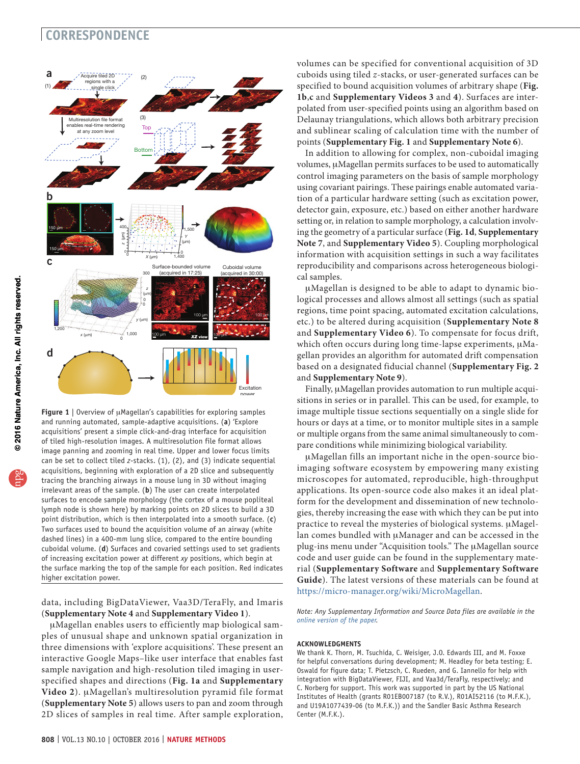**Figure 1** | Overview of μMagellan's capabilities for exploring samples and running automated, sample-adaptive acquisitions. (**a**) 'Explore acquisitions' present a simple click-and-drag interface for acquisition of tiled high-resolution images. A multiresolution file format allows image panning and zooming in real time. Upper and lower focus limits can be set to collect tiled *z*-stacks. (1), (2), and (3) indicate sequential acquisitions, beginning with exploration of a 2D slice and subsequently tracing the branching airways in a mouse lung in 3D without imaging irrelevant areas of the sample. (**b**) The user can create interpolated surfaces to encode sample morphology (the cortex of a mouse popliteal lymph node is shown here) by marking points on 2D slices to build a 3D point distribution, which is then interpolated into a smooth surface. (**c**) Two surfaces used to bound the acquisition volume of an airway (white dashed lines) in a 400-mm lung slice, compared to the entire bounding cuboidal volume. (**d**) Surfaces and covaried settings used to set gradients of increasing excitation power at different *xy* positions, which begin at the surface marking the top of the sample for each position. Red indicates higher excitation power.

data, including BigDataViewer, Vaa3D/TeraFly, and Imaris (**Supplementary Note 4** and **Supplementary Video 1**).

μMagellan enables users to efficiently map biological samples of unusual shape and unknown spatial organization in three dimensions with 'explore acquisitions'. These present an interactive Google Maps–like user interface that enables fast sample navigation and high-resolution tiled imaging in user-specified shapes and directions (**Fig. 1a** and **Supplementary Video 2**). μMagellan's multiresolution pyramid file format (**Supplementary Note 5**) allows users to pan and zoom through 2D slices of samples in real time. After sample exploration, volumes can be specified for conventional acquisition of 3D cuboids using tiled *z*-stacks, or user-generated surfaces can be specified to bound acquisition volumes of arbitrary shape (**Fig. 1b**,**c** and **Supplementary Videos 3** and **4**). Surfaces are interpolated from user-specified points using an algorithm based on Delaunay triangulations, which allows both arbitrary precision and sublinear scaling of calculation time with the number of points (**Supplementary Fig. 1** and **Supplementary Note 6**).

In addition to allowing for complex, non-cuboidal imaging volumes, μMagellan permits surfaces to be used to automatically control imaging parameters on the basis of sample morphology using covariant pairings. These pairings enable automated variation of a particular hardware setting (such as excitation power, detector gain, exposure, etc.) based on either another hardware setting or, in relation to sample morphology, a calculation involving the geometry of a particular surface (**Fig. 1d**, **Supplementary Note 7**, and **Supplementary Video 5**). Coupling morphological information with acquisition settings in such a way facilitates reproducibility and comparisons across heterogeneous biological samples.

μMagellan is designed to be able to adapt to dynamic biological processes and allows almost all settings (such as spatial regions, time point spacing, automated excitation calculations, etc.) to be altered during acquisition (**Supplementary Note 8** and **Supplementary Video 6**). To compensate for focus drift, which often occurs during long time-lapse experiments, μMagellan provides an algorithm for automated drift compensation based on a designated fiducial channel (**Supplementary Fig. 2** and **Supplementary Note 9**).

Finally, μMagellan provides automation to run multiple acquisitions in series or in parallel. This can be used, for example, to image multiple tissue sections sequentially on a single slide for hours or days at a time, or to monitor multiple sites in a sample or multiple organs from the same animal simultaneously to compare conditions while minimizing biological variability.

μMagellan fills an important niche in the open-source bioimaging software ecosystem by empowering many existing microscopes for automated, reproducible, high-throughput applications. Its open-source code also makes it an ideal platform for the development and dissemination of new technologies, thereby increasing the ease with which they can be put into practice to reveal the mysteries of biological systems. μMagellan comes bundled with μManager and can be accessed in the plug-ins menu under "Acquisition tools." The μMagellan source code and user guide can be found in the supplementary material (**Supplementary Software** and **Supplementary Software Guide**). The latest versions of these materials can be found at https://micro-manager.org/wiki/MicroMagellan.

*Note: Any Supplementary Information and Source Data files are available in the online version of the paper.*

## ACKNOWLEDGMENTS

We thank K. Thorn, M. Tsuchida, C. Weisiger, J.O. Edwards III, and M. Foxxe for helpful conversations during development; M. Headley for beta testing; E. Oswald for figure data; T. Pietzsch, C. Rueden, and G. Iannello for help with integration with BigDataViewer, FIJI, and Vaa3d/TeraFly, respectively; and C. Norberg for support. This work was supported in part by the US National Institutes of Health (grants R01EB007187 (to R.V.), R01AI52116 (to M.F.K.), and U19A1077439-06 (to M.F.K.)) and the Sandler Basic Asthma Research Center (M.F.K.).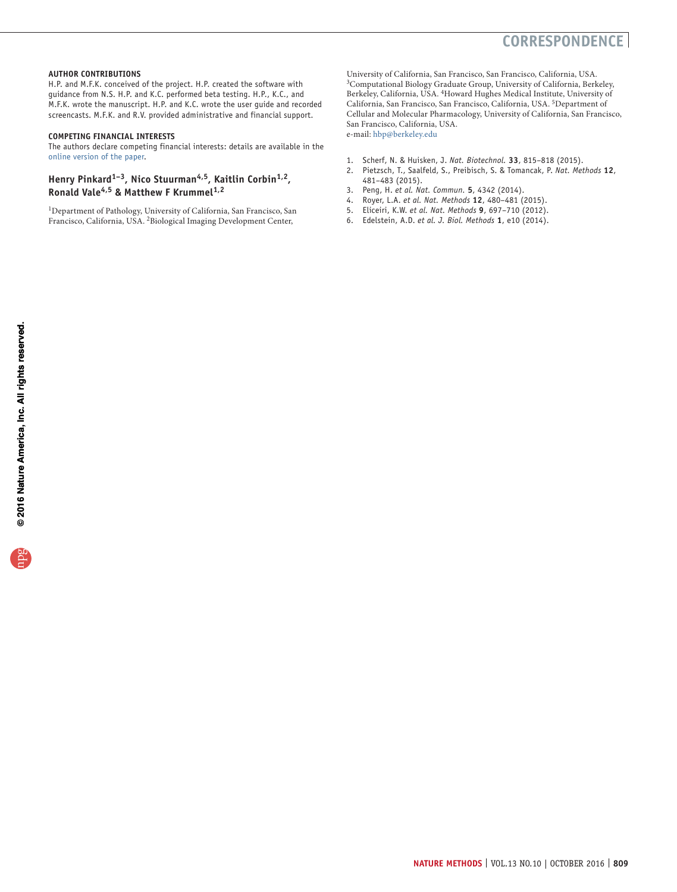### AUTHOR CONTRIBUTIONS

H.P. and M.F.K. conceived of the project. H.P. created the software with guidance from N.S. H.P. and K.C. performed beta testing. H.P., K.C., and M.F.K. wrote the manuscript. H.P. and K.C. wrote the user guide and recorded screencasts. M.F.K. and R.V. provided administrative and financial support.

### COMPETING FINANCIAL INTERESTS

The authors declare competing financial interests: details are available in the online version of the paper.

**Henry Pinkard[1–3], Nico Stuurman[4,5], Kaitlin Corbin[1,2], Ronald Vale[4,5] & Matthew F Krummel[1,2]**

[1]Department of Pathology, University of California, San Francisco, San Francisco, California, USA. [2]Biological Imaging Development Center, University of California, San Francisco, San Francisco, California, USA. [3]Computational Biology Graduate Group, University of California, Berkeley, Berkeley, California, USA. [4]Howard Hughes Medical Institute, University of California, San Francisco, San Francisco, California, USA. [5]Department of Cellular and Molecular Pharmacology, University of California, San Francisco, San Francisco, California, USA.
e-mail: hbp@berkeley.edu

1. Scherf, N. & Huisken, J. *Nat. Biotechnol.* **33**, 815–818 (2015).
2. Pietzsch, T., Saalfeld, S., Preibisch, S. & Tomancak, P. *Nat. Methods* **12**, 481–483 (2015).
3. Peng, H. *et al. Nat. Commun.* **5**, 4342 (2014).
4. Royer, L.A. *et al. Nat. Methods* **12**, 480–481 (2015).
5. Eliceiri, K.W. *et al. Nat. Methods* **9**, 697–710 (2012).
6. Edelstein, A.D. *et al. J. Biol. Methods* **1**, e10 (2014).